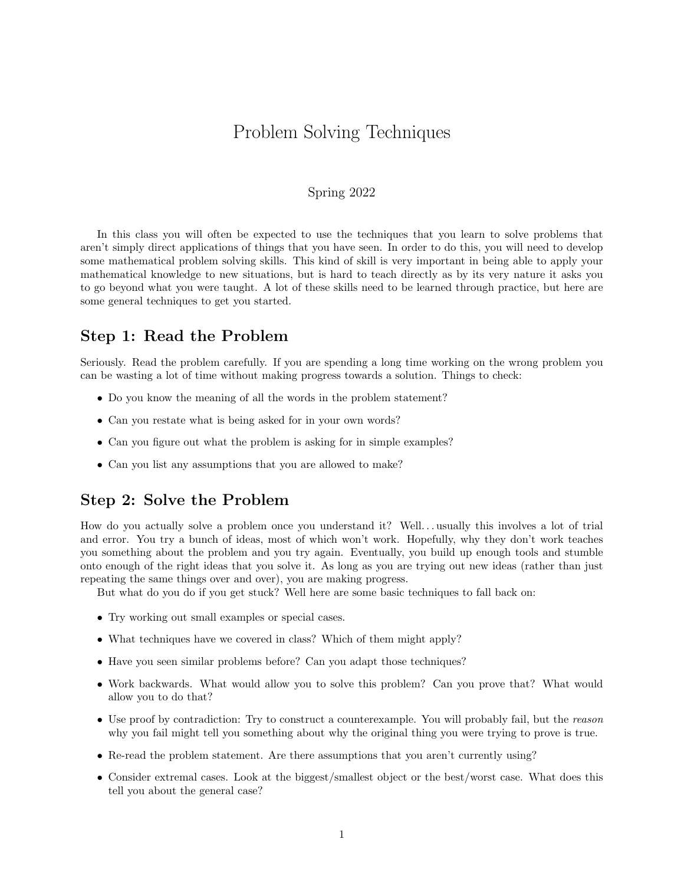# Problem Solving Techniques

Spring 2022

In this class you will often be expected to use the techniques that you learn to solve problems that aren't simply direct applications of things that you have seen. In order to do this, you will need to develop some mathematical problem solving skills. This kind of skill is very important in being able to apply your mathematical knowledge to new situations, but is hard to teach directly as by its very nature it asks you to go beyond what you were taught. A lot of these skills need to be learned through practice, but here are some general techniques to get you started.

## Step 1: Read the Problem

Seriously. Read the problem carefully. If you are spending a long time working on the wrong problem you can be wasting a lot of time without making progress towards a solution. Things to check:

- Do you know the meaning of all the words in the problem statement?
- Can you restate what is being asked for in your own words?
- Can you figure out what the problem is asking for in simple examples?
- Can you list any assumptions that you are allowed to make?

## Step 2: Solve the Problem

How do you actually solve a problem once you understand it? Well... usually this involves a lot of trial and error. You try a bunch of ideas, most of which won't work. Hopefully, why they don't work teaches you something about the problem and you try again. Eventually, you build up enough tools and stumble onto enough of the right ideas that you solve it. As long as you are trying out new ideas (rather than just repeating the same things over and over), you are making progress.

But what do you do if you get stuck? Well here are some basic techniques to fall back on:

- Try working out small examples or special cases.
- What techniques have we covered in class? Which of them might apply?
- Have you seen similar problems before? Can you adapt those techniques?
- Work backwards. What would allow you to solve this problem? Can you prove that? What would allow you to do that?
- Use proof by contradiction: Try to construct a counterexample. You will probably fail, but the *reason* why you fail might tell you something about why the original thing you were trying to prove is true.
- Re-read the problem statement. Are there assumptions that you aren't currently using?
- Consider extremal cases. Look at the biggest/smallest object or the best/worst case. What does this tell you about the general case?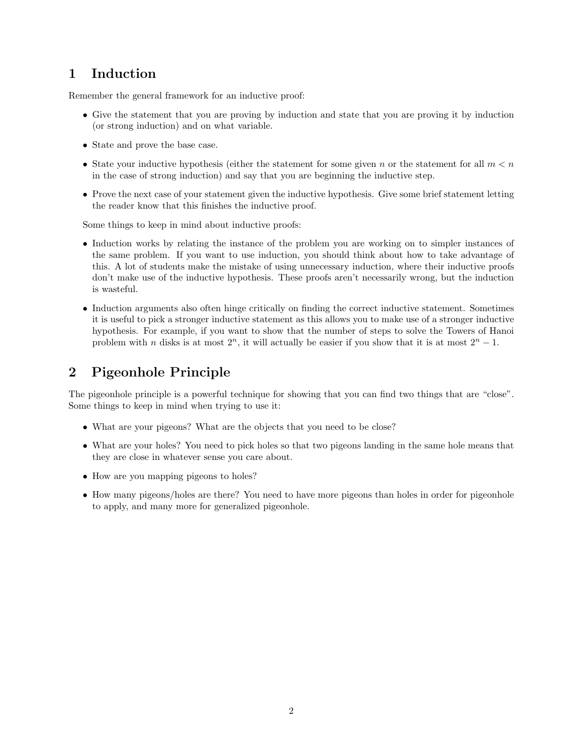# 1 Induction

Remember the general framework for an inductive proof:

- Give the statement that you are proving by induction and state that you are proving it by induction (or strong induction) and on what variable.
- State and prove the base case.
- State your inductive hypothesis (either the statement for some given $n$ or the statement for all $m < n$ in the case of strong induction) and say that you are beginning the inductive step.
- Prove the next case of your statement given the inductive hypothesis. Give some brief statement letting the reader know that this finishes the inductive proof.

Some things to keep in mind about inductive proofs:

- Induction works by relating the instance of the problem you are working on to simpler instances of the same problem. If you want to use induction, you should think about how to take advantage of this. A lot of students make the mistake of using unnecessary induction, where their inductive proofs don't make use of the inductive hypothesis. These proofs aren't necessarily wrong, but the induction is wasteful.
- Induction arguments also often hinge critically on finding the correct inductive statement. Sometimes it is useful to pick a stronger inductive statement as this allows you to make use of a stronger inductive hypothesis. For example, if you want to show that the number of steps to solve the Towers of Hanoi problem with $n$ disks is at most $2^n$, it will actually be easier if you show that it is at most $2^n - 1$.

# 2 Pigeonhole Principle

The pigeonhole principle is a powerful technique for showing that you can find two things that are "close". Some things to keep in mind when trying to use it:

- What are your pigeons? What are the objects that you need to be close?
- What are your holes? You need to pick holes so that two pigeons landing in the same hole means that they are close in whatever sense you care about.
- How are you mapping pigeons to holes?
- How many pigeons/holes are there? You need to have more pigeons than holes in order for pigeonhole to apply, and many more for generalized pigeonhole.